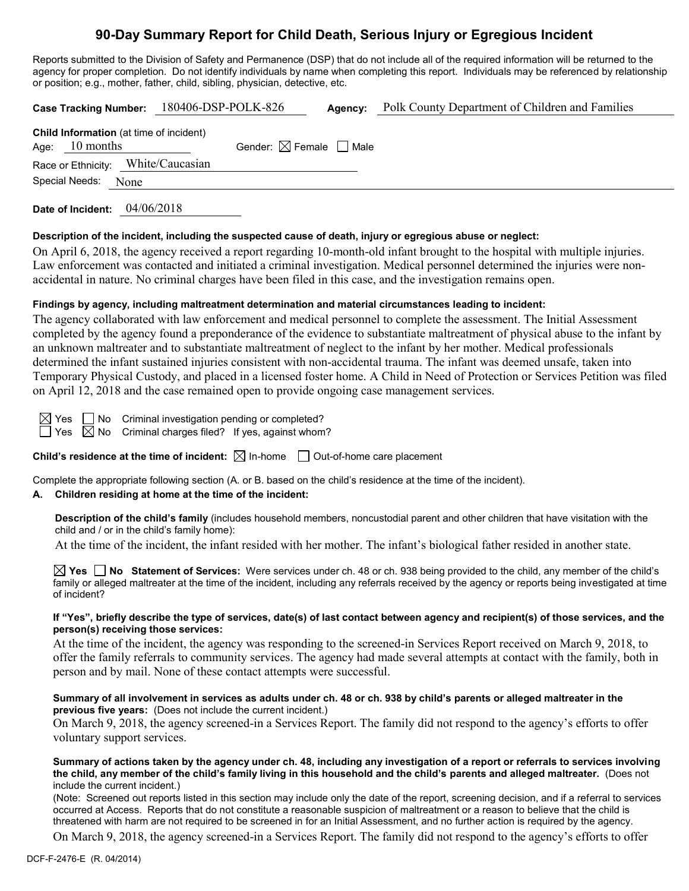# 90-Day Summary Report for Child Death, Serious Injury or Egregious Incident

Reports submitted to the Division of Safety and Permanence (DSP) that do not include all of the required information will be returned to the agency for proper completion. Do not identify individuals by name when completing this report. Individuals may be referenced by relationship or position; e.g., mother, father, child, sibling, physician, detective, etc.

**Case Tracking Number:** 180406-DSP-POLK-826 **Agency:** Polk County Department of Children and Families

**Child Information** (at time of incident)

Age: 10 months Gender: ☒ Female ☐ Male

Race or Ethnicity: White/Caucasian

Special Needs: None

**Date of Incident:** 04/06/2018

**Description of the incident, including the suspected cause of death, injury or egregious abuse or neglect:**

On April 6, 2018, the agency received a report regarding 10-month-old infant brought to the hospital with multiple injuries. Law enforcement was contacted and initiated a criminal investigation. Medical personnel determined the injuries were non-accidental in nature. No criminal charges have been filed in this case, and the investigation remains open.

**Findings by agency, including maltreatment determination and material circumstances leading to incident:**

The agency collaborated with law enforcement and medical personnel to complete the assessment. The Initial Assessment completed by the agency found a preponderance of the evidence to substantiate maltreatment of physical abuse to the infant by an unknown maltreater and to substantiate maltreatment of neglect to the infant by her mother. Medical professionals determined the infant sustained injuries consistent with non-accidental trauma. The infant was deemed unsafe, taken into Temporary Physical Custody, and placed in a licensed foster home. A Child in Need of Protection or Services Petition was filed on April 12, 2018 and the case remained open to provide ongoing case management services.

☒ Yes ☐ No Criminal investigation pending or completed?

☐ Yes ☒ No Criminal charges filed? If yes, against whom?

**Child's residence at the time of incident:** ☒ In-home ☐ Out-of-home care placement

Complete the appropriate following section (A. or B. based on the child's residence at the time of the incident).

**A. Children residing at home at the time of the incident:**

**Description of the child's family** (includes household members, noncustodial parent and other children that have visitation with the child and / or in the child's family home):

At the time of the incident, the infant resided with her mother. The infant's biological father resided in another state.

☒ **Yes** ☐ **No Statement of Services:** Were services under ch. 48 or ch. 938 being provided to the child, any member of the child's family or alleged maltreater at the time of the incident, including any referrals received by the agency or reports being investigated at time of incident?

**If "Yes", briefly describe the type of services, date(s) of last contact between agency and recipient(s) of those services, and the person(s) receiving those services:**

At the time of the incident, the agency was responding to the screened-in Services Report received on March 9, 2018, to offer the family referrals to community services. The agency had made several attempts at contact with the family, both in person and by mail. None of these contact attempts were successful.

**Summary of all involvement in services as adults under ch. 48 or ch. 938 by child's parents or alleged maltreater in the previous five years:** (Does not include the current incident.)

On March 9, 2018, the agency screened-in a Services Report. The family did not respond to the agency's efforts to offer voluntary support services.

**Summary of actions taken by the agency under ch. 48, including any investigation of a report or referrals to services involving the child, any member of the child's family living in this household and the child's parents and alleged maltreater.** (Does not include the current incident.)

(Note: Screened out reports listed in this section may include only the date of the report, screening decision, and if a referral to services occurred at Access. Reports that do not constitute a reasonable suspicion of maltreatment or a reason to believe that the child is threatened with harm are not required to be screened in for an Initial Assessment, and no further action is required by the agency.

On March 9, 2018, the agency screened-in a Services Report. The family did not respond to the agency's efforts to offer

DCF-F-2476-E (R. 04/2014)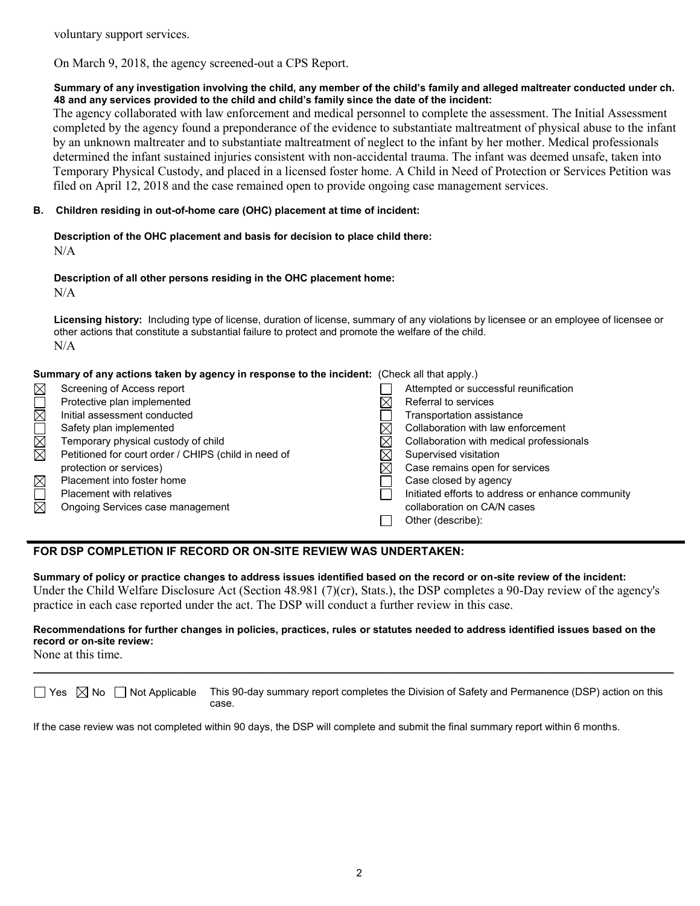voluntary support services.

On March 9, 2018, the agency screened-out a CPS Report.

**Summary of any investigation involving the child, any member of the child's family and alleged maltreater conducted under ch. 48 and any services provided to the child and child's family since the date of the incident:**

The agency collaborated with law enforcement and medical personnel to complete the assessment. The Initial Assessment completed by the agency found a preponderance of the evidence to substantiate maltreatment of physical abuse to the infant by an unknown maltreater and to substantiate maltreatment of neglect to the infant by her mother. Medical professionals determined the infant sustained injuries consistent with non-accidental trauma. The infant was deemed unsafe, taken into Temporary Physical Custody, and placed in a licensed foster home. A Child in Need of Protection or Services Petition was filed on April 12, 2018 and the case remained open to provide ongoing case management services.

**B. Children residing in out-of-home care (OHC) placement at time of incident:**

**Description of the OHC placement and basis for decision to place child there:**
N/A

**Description of all other persons residing in the OHC placement home:**
N/A

**Licensing history:** Including type of license, duration of license, summary of any violations by licensee or an employee of licensee or other actions that constitute a substantial failure to protect and promote the welfare of the child.
N/A

**Summary of any actions taken by agency in response to the incident:** (Check all that apply.)

- ☒ Screening of Access report
- ☐ Protective plan implemented
- ☒ Initial assessment conducted
- ☐ Safety plan implemented
- ☒ Temporary physical custody of child
- ☒ Petitioned for court order / CHIPS (child in need of protection or services)
- ☒ Placement into foster home
- ☐ Placement with relatives
- ☒ Ongoing Services case management
- ☐ Attempted or successful reunification
- ☒ Referral to services
- ☐ Transportation assistance
- ☒ Collaboration with law enforcement
- ☒ Collaboration with medical professionals
- ☒ Supervised visitation
- ☒ Case remains open for services
- ☐ Case closed by agency
- ☐ Initiated efforts to address or enhance community collaboration on CA/N cases
- ☐ Other (describe):

## FOR DSP COMPLETION IF RECORD OR ON-SITE REVIEW WAS UNDERTAKEN:

**Summary of policy or practice changes to address issues identified based on the record or on-site review of the incident:**
Under the Child Welfare Disclosure Act (Section 48.981 (7)(cr), Stats.), the DSP completes a 90-Day review of the agency's practice in each case reported under the act. The DSP will conduct a further review in this case.

**Recommendations for further changes in policies, practices, rules or statutes needed to address identified issues based on the record or on-site review:**
None at this time.

☐ Yes ☒ No ☐ Not Applicable This 90-day summary report completes the Division of Safety and Permanence (DSP) action on this case.

If the case review was not completed within 90 days, the DSP will complete and submit the final summary report within 6 months.